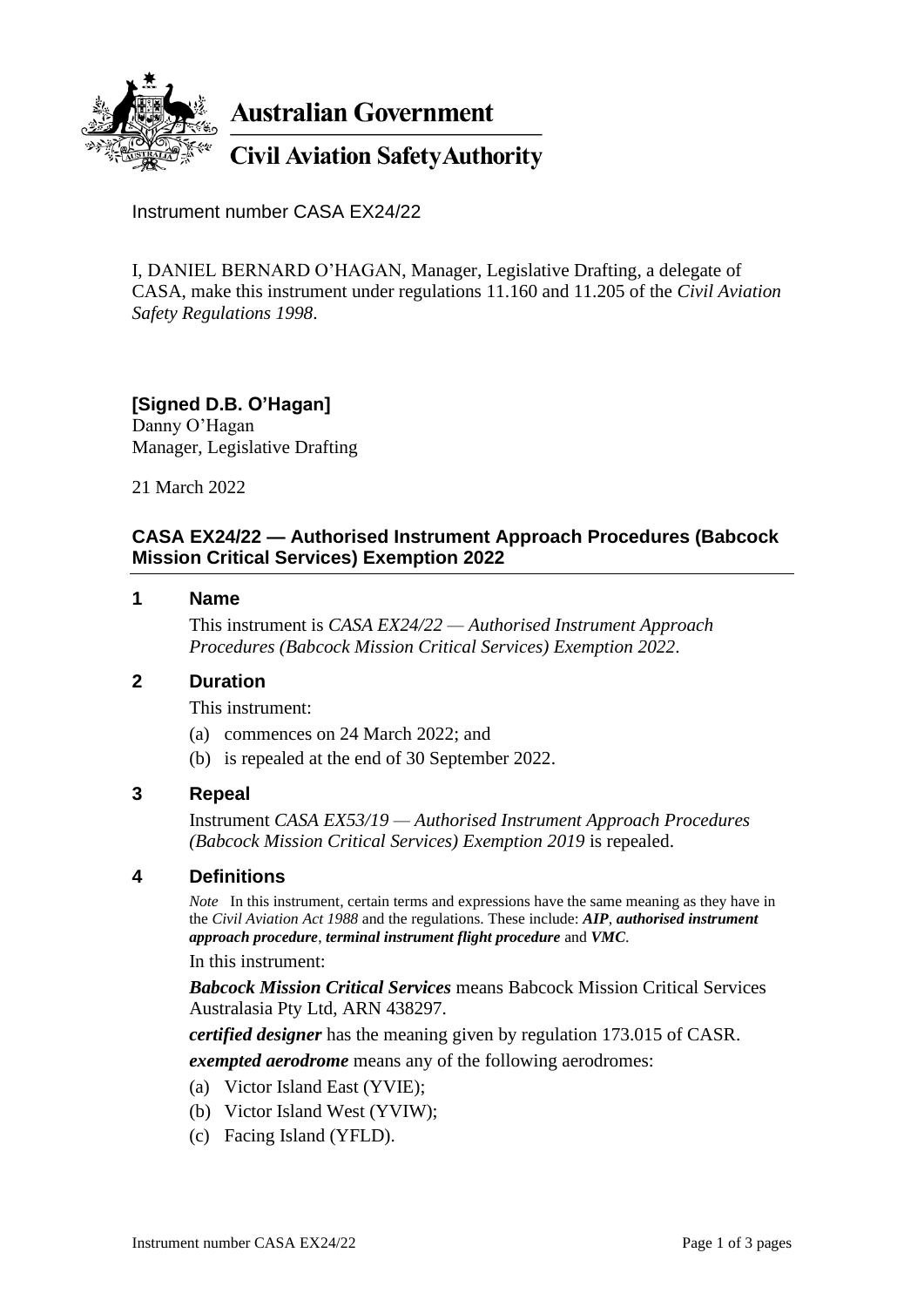**Australian Government**

**Civil Aviation Safety Authority**

Instrument number CASA EX24/22

I, DANIEL BERNARD O'HAGAN, Manager, Legislative Drafting, a delegate of CASA, make this instrument under regulations 11.160 and 11.205 of the *Civil Aviation Safety Regulations 1998*.

**[Signed D.B. O'Hagan]**
Danny O'Hagan
Manager, Legislative Drafting

21 March 2022

## CASA EX24/22 — Authorised Instrument Approach Procedures (Babcock Mission Critical Services) Exemption 2022

### 1 Name

This instrument is *CASA EX24/22 — Authorised Instrument Approach Procedures (Babcock Mission Critical Services) Exemption 2022*.

### 2 Duration

This instrument:

(a) commences on 24 March 2022; and

(b) is repealed at the end of 30 September 2022.

### 3 Repeal

Instrument *CASA EX53/19 — Authorised Instrument Approach Procedures (Babcock Mission Critical Services) Exemption 2019* is repealed.

### 4 Definitions

*Note* In this instrument, certain terms and expressions have the same meaning as they have in the *Civil Aviation Act 1988* and the regulations. These include: ***AIP***, ***authorised instrument approach procedure***, ***terminal instrument flight procedure*** and ***VMC***.

In this instrument:

***Babcock Mission Critical Services*** means Babcock Mission Critical Services Australasia Pty Ltd, ARN 438297.

***certified designer*** has the meaning given by regulation 173.015 of CASR.

***exempted aerodrome*** means any of the following aerodromes:

(a) Victor Island East (YVIE);

(b) Victor Island West (YVIW);

(c) Facing Island (YFLD).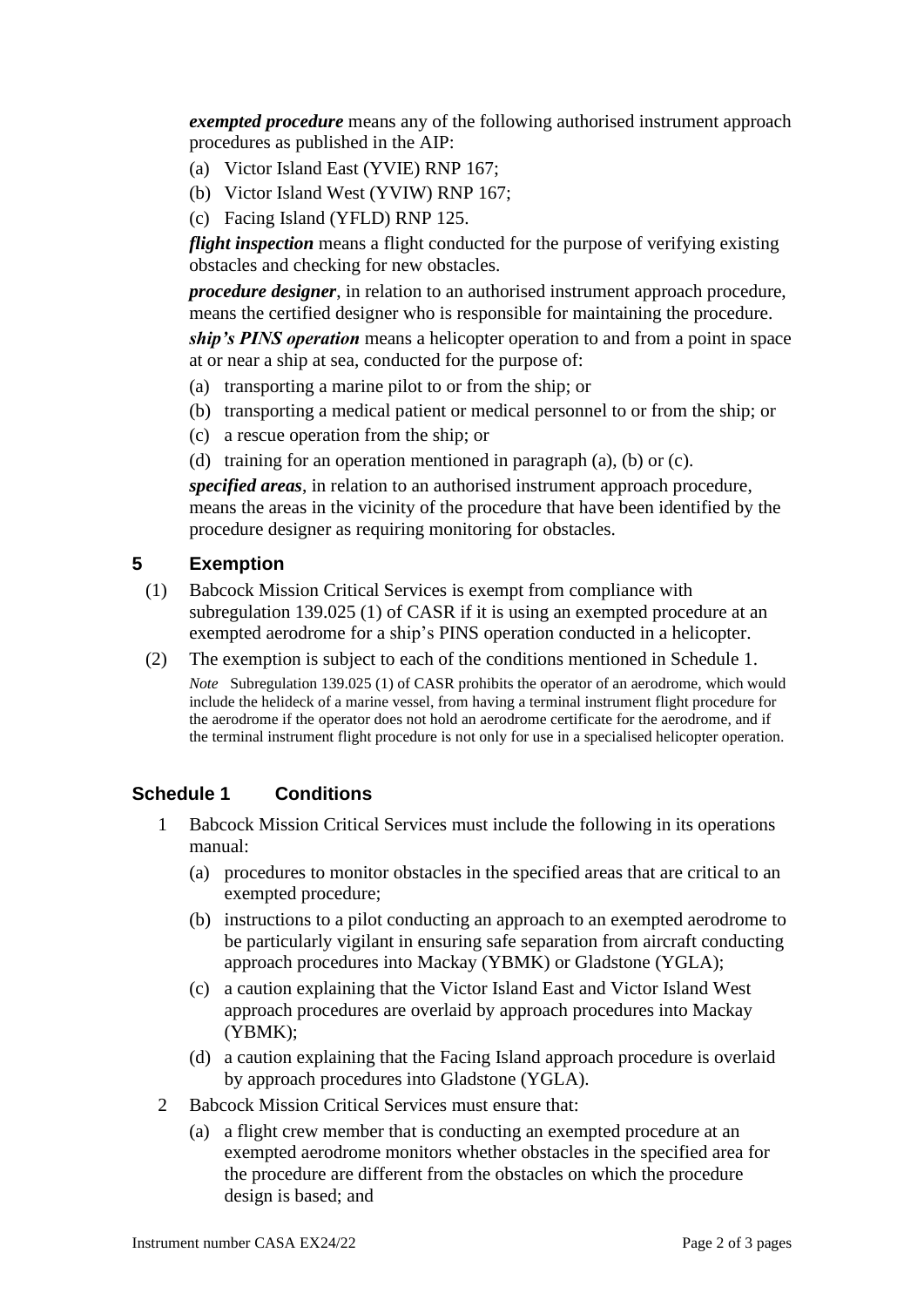***exempted procedure*** means any of the following authorised instrument approach procedures as published in the AIP:

(a) Victor Island East (YVIE) RNP 167;

(b) Victor Island West (YVIW) RNP 167;

(c) Facing Island (YFLD) RNP 125.

***flight inspection*** means a flight conducted for the purpose of verifying existing obstacles and checking for new obstacles.

***procedure designer***, in relation to an authorised instrument approach procedure, means the certified designer who is responsible for maintaining the procedure.

***ship's PINS operation*** means a helicopter operation to and from a point in space at or near a ship at sea, conducted for the purpose of:

(a) transporting a marine pilot to or from the ship; or

(b) transporting a medical patient or medical personnel to or from the ship; or

(c) a rescue operation from the ship; or

(d) training for an operation mentioned in paragraph (a), (b) or (c).

***specified areas***, in relation to an authorised instrument approach procedure, means the areas in the vicinity of the procedure that have been identified by the procedure designer as requiring monitoring for obstacles.

## 5 Exemption

(1) Babcock Mission Critical Services is exempt from compliance with subregulation 139.025 (1) of CASR if it is using an exempted procedure at an exempted aerodrome for a ship's PINS operation conducted in a helicopter.

(2) The exemption is subject to each of the conditions mentioned in Schedule 1.

*Note* Subregulation 139.025 (1) of CASR prohibits the operator of an aerodrome, which would include the helideck of a marine vessel, from having a terminal instrument flight procedure for the aerodrome if the operator does not hold an aerodrome certificate for the aerodrome, and if the terminal instrument flight procedure is not only for use in a specialised helicopter operation.

## Schedule 1 Conditions

1 Babcock Mission Critical Services must include the following in its operations manual:

(a) procedures to monitor obstacles in the specified areas that are critical to an exempted procedure;

(b) instructions to a pilot conducting an approach to an exempted aerodrome to be particularly vigilant in ensuring safe separation from aircraft conducting approach procedures into Mackay (YBMK) or Gladstone (YGLA);

(c) a caution explaining that the Victor Island East and Victor Island West approach procedures are overlaid by approach procedures into Mackay (YBMK);

(d) a caution explaining that the Facing Island approach procedure is overlaid by approach procedures into Gladstone (YGLA).

2 Babcock Mission Critical Services must ensure that:

(a) a flight crew member that is conducting an exempted procedure at an exempted aerodrome monitors whether obstacles in the specified area for the procedure are different from the obstacles on which the procedure design is based; and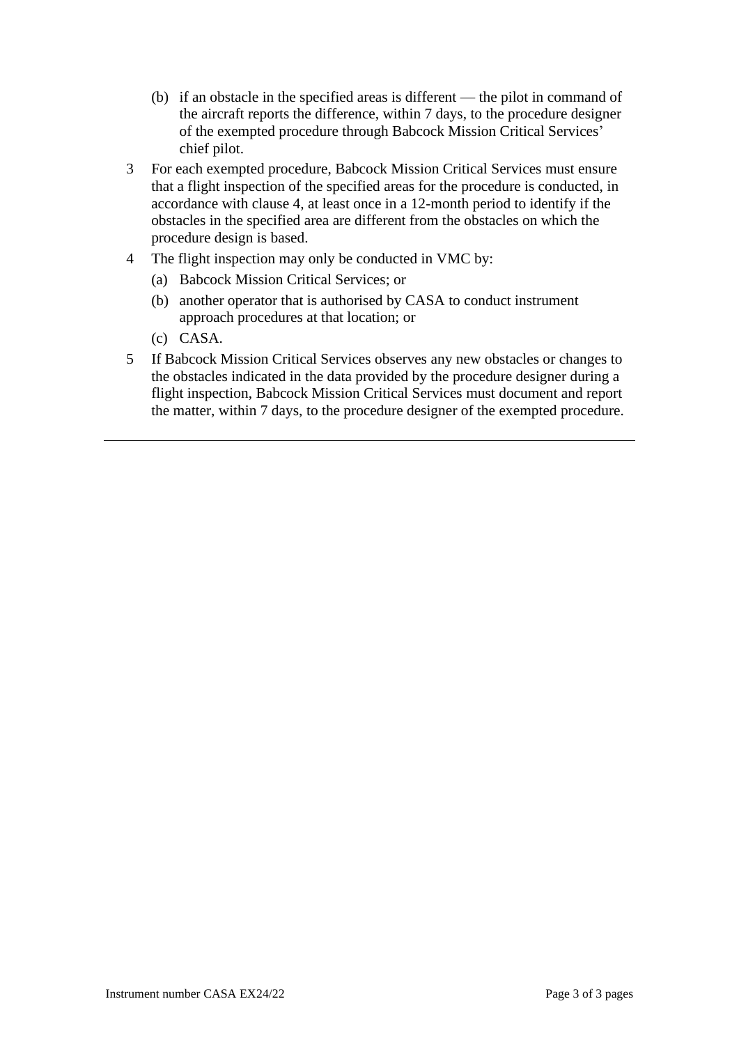(b) if an obstacle in the specified areas is different — the pilot in command of the aircraft reports the difference, within 7 days, to the procedure designer of the exempted procedure through Babcock Mission Critical Services' chief pilot.

3 For each exempted procedure, Babcock Mission Critical Services must ensure that a flight inspection of the specified areas for the procedure is conducted, in accordance with clause 4, at least once in a 12-month period to identify if the obstacles in the specified area are different from the obstacles on which the procedure design is based.

4 The flight inspection may only be conducted in VMC by:

(a) Babcock Mission Critical Services; or

(b) another operator that is authorised by CASA to conduct instrument approach procedures at that location; or

(c) CASA.

5 If Babcock Mission Critical Services observes any new obstacles or changes to the obstacles indicated in the data provided by the procedure designer during a flight inspection, Babcock Mission Critical Services must document and report the matter, within 7 days, to the procedure designer of the exempted procedure.